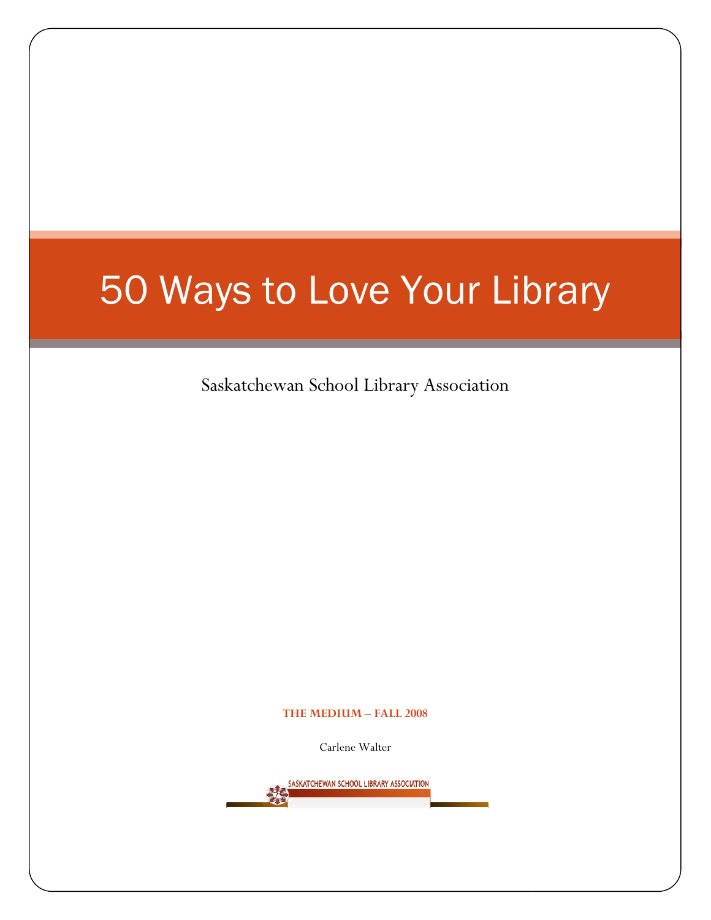# 50 Ways to Love Your Library

Saskatchewan School Library Association

**THE MEDIUM – FALL 2008**

Carlene Walter

SASKATCHEWAN SCHOOL LIBRARY ASSOCIATION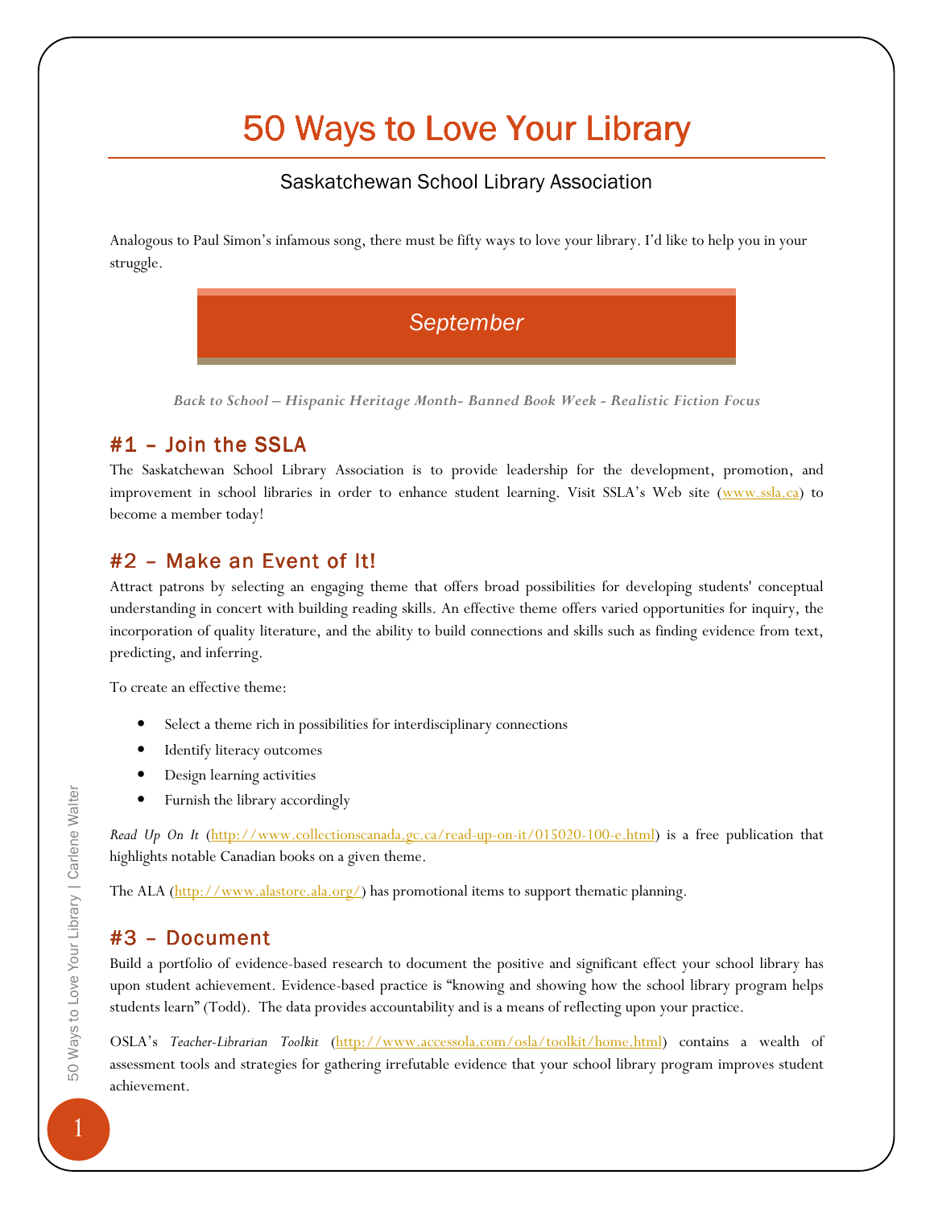# 50 Ways to Love Your Library

Saskatchewan School Library Association

Analogous to Paul Simon's infamous song, there must be fifty ways to love your library. I'd like to help you in your struggle.

## September

*Back to School – Hispanic Heritage Month- Banned Book Week - Realistic Fiction Focus*

### #1 – Join the SSLA

The Saskatchewan School Library Association is to provide leadership for the development, promotion, and improvement in school libraries in order to enhance student learning. Visit SSLA's Web site (www.ssla.ca) to become a member today!

### #2 – Make an Event of It!

Attract patrons by selecting an engaging theme that offers broad possibilities for developing students' conceptual understanding in concert with building reading skills. An effective theme offers varied opportunities for inquiry, the incorporation of quality literature, and the ability to build connections and skills such as finding evidence from text, predicting, and inferring.

To create an effective theme:

- Select a theme rich in possibilities for interdisciplinary connections
- Identify literacy outcomes
- Design learning activities
- Furnish the library accordingly

*Read Up On It* (http://www.collectionscanada.gc.ca/read-up-on-it/015020-100-e.html) is a free publication that highlights notable Canadian books on a given theme.

The ALA (http://www.alastore.ala.org/) has promotional items to support thematic planning.

### #3 – Document

Build a portfolio of evidence-based research to document the positive and significant effect your school library has upon student achievement. Evidence-based practice is "knowing and showing how the school library program helps students learn" (Todd). The data provides accountability and is a means of reflecting upon your practice.

OSLA's *Teacher-Librarian Toolkit* (http://www.accessola.com/osla/toolkit/home.html) contains a wealth of assessment tools and strategies for gathering irrefutable evidence that your school library program improves student achievement.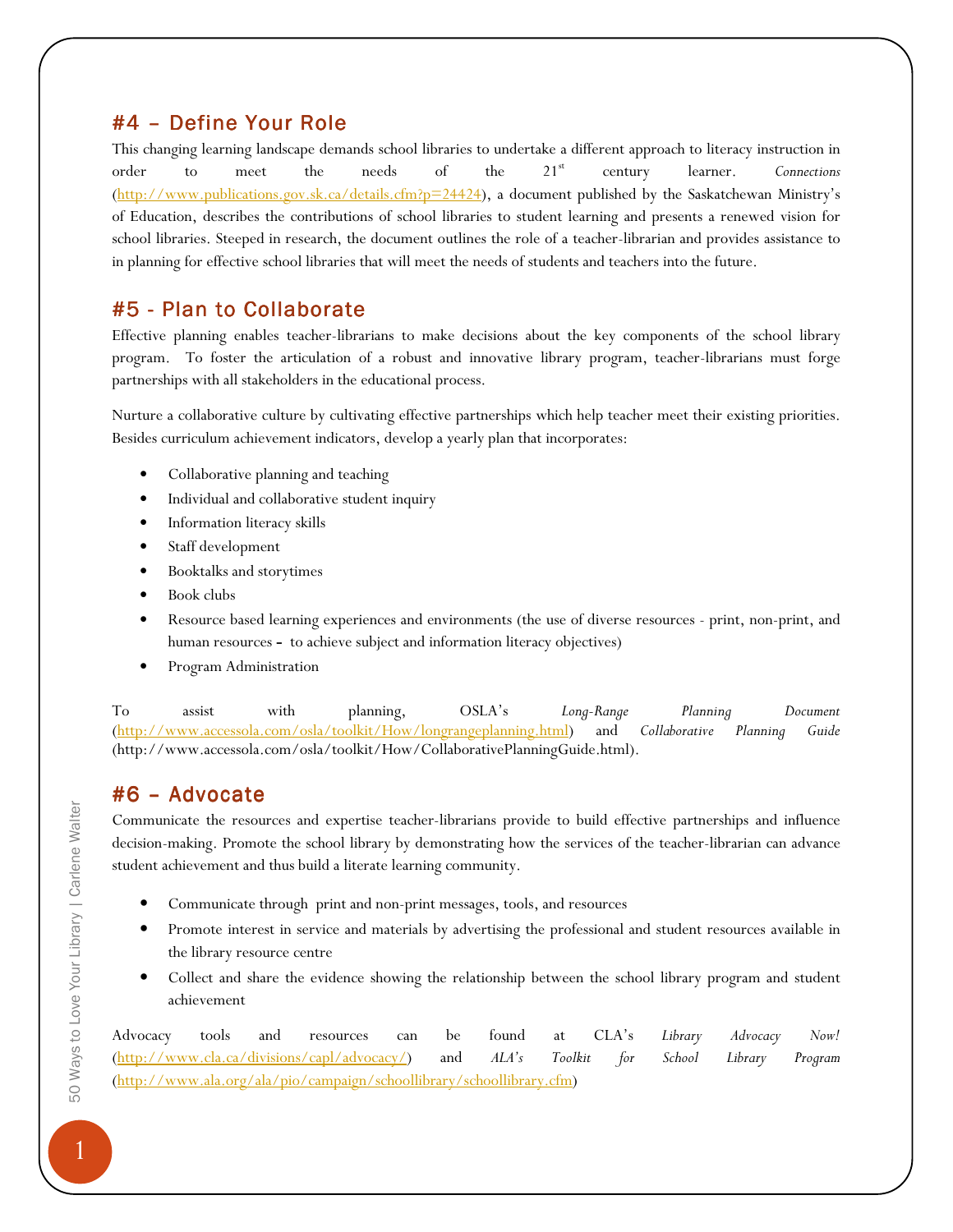## #4 – Define Your Role

This changing learning landscape demands school libraries to undertake a different approach to literacy instruction in order to meet the needs of the 21st century learner. *Connections* (http://www.publications.gov.sk.ca/details.cfm?p=24424), a document published by the Saskatchewan Ministry's of Education, describes the contributions of school libraries to student learning and presents a renewed vision for school libraries. Steeped in research, the document outlines the role of a teacher-librarian and provides assistance to in planning for effective school libraries that will meet the needs of students and teachers into the future.

## #5 - Plan to Collaborate

Effective planning enables teacher-librarians to make decisions about the key components of the school library program. To foster the articulation of a robust and innovative library program, teacher-librarians must forge partnerships with all stakeholders in the educational process.

Nurture a collaborative culture by cultivating effective partnerships which help teacher meet their existing priorities. Besides curriculum achievement indicators, develop a yearly plan that incorporates:

- Collaborative planning and teaching
- Individual and collaborative student inquiry
- Information literacy skills
- Staff development
- Booktalks and storytimes
- Book clubs
- Resource based learning experiences and environments (the use of diverse resources - print, non-print, and human resources - to achieve subject and information literacy objectives)
- Program Administration

To assist with planning, OSLA's *Long-Range Planning Document* (http://www.accessola.com/osla/toolkit/How/longrangeplanning.html) and *Collaborative Planning Guide* (http://www.accessola.com/osla/toolkit/How/CollaborativePlanningGuide.html).

## #6 – Advocate

Communicate the resources and expertise teacher-librarians provide to build effective partnerships and influence decision-making. Promote the school library by demonstrating how the services of the teacher-librarian can advance student achievement and thus build a literate learning community.

- Communicate through print and non-print messages, tools, and resources
- Promote interest in service and materials by advertising the professional and student resources available in the library resource centre
- Collect and share the evidence showing the relationship between the school library program and student achievement

Advocacy tools and resources can be found at CLA's *Library Advocacy Now!* (http://www.cla.ca/divisions/capl/advocacy/) and *ALA's Toolkit for School Library Program* (http://www.ala.org/ala/pio/campaign/schoollibrary/schoollibrary.cfm)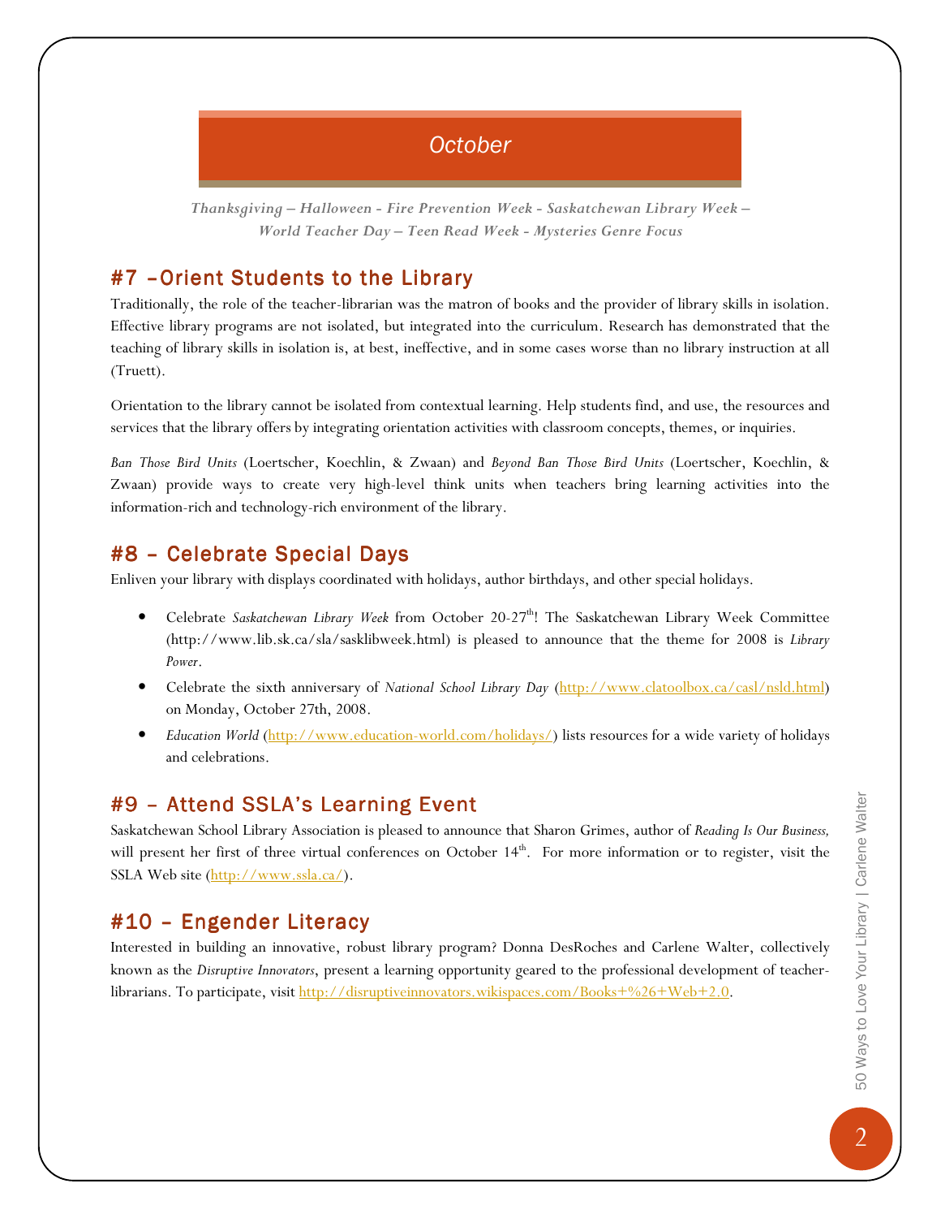# October

*Thanksgiving – Halloween - Fire Prevention Week - Saskatchewan Library Week – World Teacher Day – Teen Read Week - Mysteries Genre Focus*

## #7 –Orient Students to the Library

Traditionally, the role of the teacher-librarian was the matron of books and the provider of library skills in isolation. Effective library programs are not isolated, but integrated into the curriculum. Research has demonstrated that the teaching of library skills in isolation is, at best, ineffective, and in some cases worse than no library instruction at all (Truett).

Orientation to the library cannot be isolated from contextual learning. Help students find, and use, the resources and services that the library offers by integrating orientation activities with classroom concepts, themes, or inquiries.

*Ban Those Bird Units* (Loertscher, Koechlin, & Zwaan) and *Beyond Ban Those Bird Units* (Loertscher, Koechlin, & Zwaan) provide ways to create very high-level think units when teachers bring learning activities into the information-rich and technology-rich environment of the library.

## #8 – Celebrate Special Days

Enliven your library with displays coordinated with holidays, author birthdays, and other special holidays.

- Celebrate *Saskatchewan Library Week* from October 20-27th! The Saskatchewan Library Week Committee (http://www.lib.sk.ca/sla/sasklibweek.html) is pleased to announce that the theme for 2008 is *Library Power*.
- Celebrate the sixth anniversary of *National School Library Day* (http://www.clatoolbox.ca/casl/nsld.html) on Monday, October 27th, 2008.
- *Education World* (http://www.education-world.com/holidays/) lists resources for a wide variety of holidays and celebrations.

## #9 – Attend SSLA's Learning Event

Saskatchewan School Library Association is pleased to announce that Sharon Grimes, author of *Reading Is Our Business,* will present her first of three virtual conferences on October 14th. For more information or to register, visit the SSLA Web site (http://www.ssla.ca/).

## #10 – Engender Literacy

Interested in building an innovative, robust library program? Donna DesRoches and Carlene Walter, collectively known as the *Disruptive Innovators*, present a learning opportunity geared to the professional development of teacher-librarians. To participate, visit http://disruptiveinnovators.wikispaces.com/Books+%26+Web+2.0.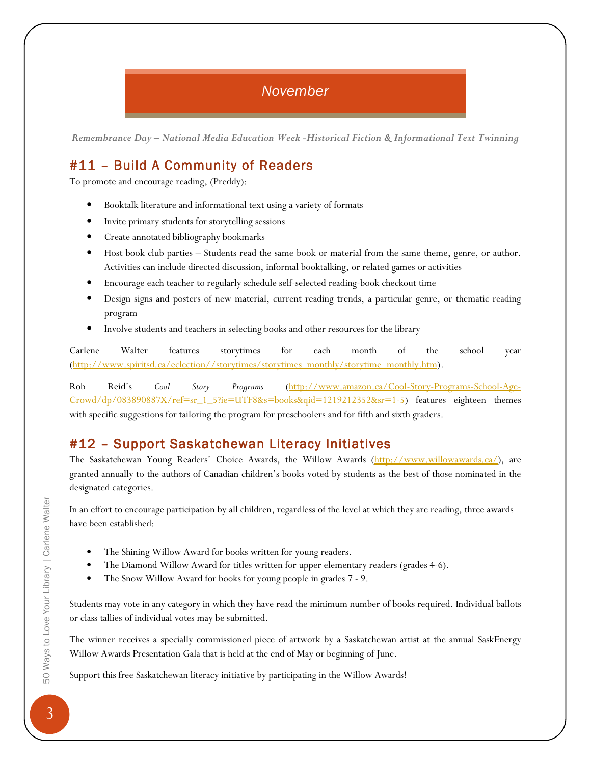## November

*Remembrance Day – National Media Education Week -Historical Fiction & Informational Text Twinning*

### #11 – Build A Community of Readers

To promote and encourage reading, (Preddy):

- Booktalk literature and informational text using a variety of formats
- Invite primary students for storytelling sessions
- Create annotated bibliography bookmarks
- Host book club parties – Students read the same book or material from the same theme, genre, or author. Activities can include directed discussion, informal booktalking, or related games or activities
- Encourage each teacher to regularly schedule self-selected reading-book checkout time
- Design signs and posters of new material, current reading trends, a particular genre, or thematic reading program
- Involve students and teachers in selecting books and other resources for the library

Carlene Walter features storytimes for each month of the school year (http://www.spiritsd.ca/eclection//storytimes/storytimes_monthly/storytime_monthly.htm).

Rob Reid's *Cool Story Programs* (http://www.amazon.ca/Cool-Story-Programs-School-Age-Crowd/dp/083890887X/ref=sr_1_5?ie=UTF8&s=books&qid=1219212352&sr=1-5) features eighteen themes with specific suggestions for tailoring the program for preschoolers and for fifth and sixth graders.

### #12 – Support Saskatchewan Literacy Initiatives

The Saskatchewan Young Readers' Choice Awards, the Willow Awards (http://www.willowawards.ca/), are granted annually to the authors of Canadian children's books voted by students as the best of those nominated in the designated categories.

In an effort to encourage participation by all children, regardless of the level at which they are reading, three awards have been established:

- The Shining Willow Award for books written for young readers.
- The Diamond Willow Award for titles written for upper elementary readers (grades 4-6).
- The Snow Willow Award for books for young people in grades 7 - 9.

Students may vote in any category in which they have read the minimum number of books required. Individual ballots or class tallies of individual votes may be submitted.

The winner receives a specially commissioned piece of artwork by a Saskatchewan artist at the annual SaskEnergy Willow Awards Presentation Gala that is held at the end of May or beginning of June.

Support this free Saskatchewan literacy initiative by participating in the Willow Awards!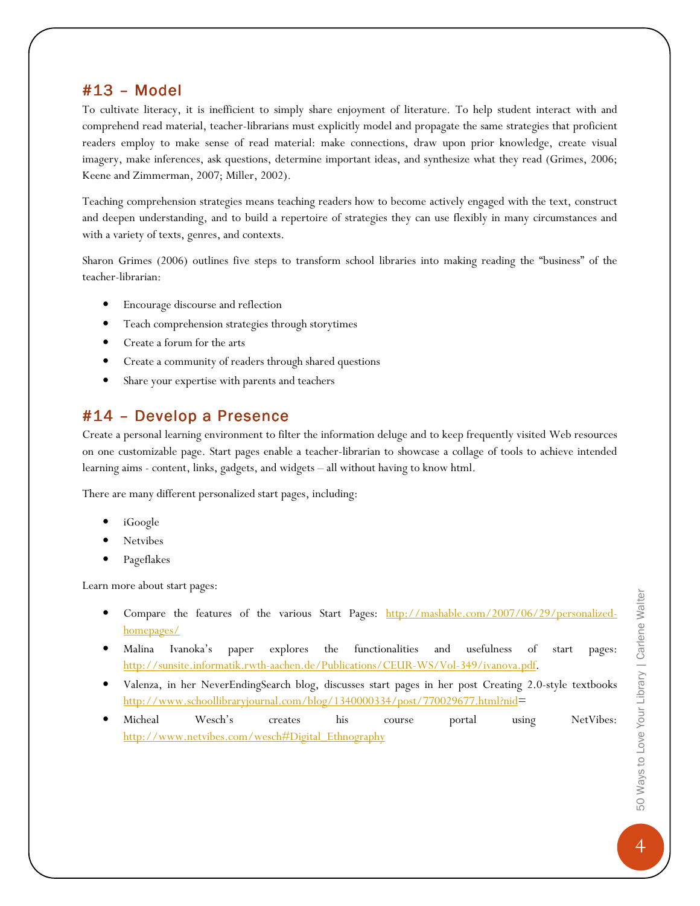## #13 – Model

To cultivate literacy, it is inefficient to simply share enjoyment of literature. To help student interact with and comprehend read material, teacher-librarians must explicitly model and propagate the same strategies that proficient readers employ to make sense of read material: make connections, draw upon prior knowledge, create visual imagery, make inferences, ask questions, determine important ideas, and synthesize what they read (Grimes, 2006; Keene and Zimmerman, 2007; Miller, 2002).

Teaching comprehension strategies means teaching readers how to become actively engaged with the text, construct and deepen understanding, and to build a repertoire of strategies they can use flexibly in many circumstances and with a variety of texts, genres, and contexts.

Sharon Grimes (2006) outlines five steps to transform school libraries into making reading the "business" of the teacher-librarian:

- Encourage discourse and reflection
- Teach comprehension strategies through storytimes
- Create a forum for the arts
- Create a community of readers through shared questions
- Share your expertise with parents and teachers

## #14 – Develop a Presence

Create a personal learning environment to filter the information deluge and to keep frequently visited Web resources on one customizable page. Start pages enable a teacher-librarian to showcase a collage of tools to achieve intended learning aims - content, links, gadgets, and widgets – all without having to know html.

There are many different personalized start pages, including:

- iGoogle
- Netvibes
- Pageflakes

Learn more about start pages:

- Compare the features of the various Start Pages: http://mashable.com/2007/06/29/personalized-homepages/
- Malina Ivanoka's paper explores the functionalities and usefulness of start pages: http://sunsite.informatik.rwth-aachen.de/Publications/CEUR-WS/Vol-349/ivanova.pdf.
- Valenza, in her NeverEndingSearch blog, discusses start pages in her post Creating 2.0-style textbooks http://www.schoollibraryjournal.com/blog/1340000334/post/770029677.html?nid=
- Micheal Wesch's creates his course portal using NetVibes: http://www.netvibes.com/wesch#Digital_Ethnography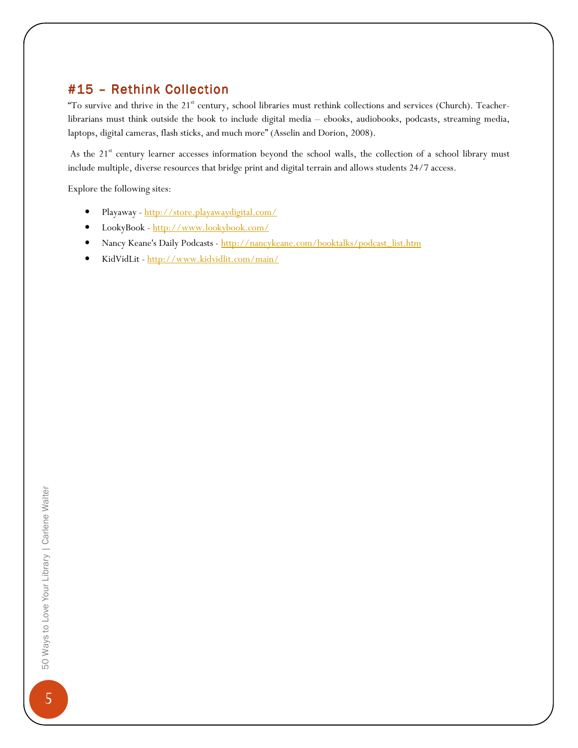## #15 – Rethink Collection

"To survive and thrive in the 21st century, school libraries must rethink collections and services (Church). Teacher-librarians must think outside the book to include digital media – ebooks, audiobooks, podcasts, streaming media, laptops, digital cameras, flash sticks, and much more" (Asselin and Dorion, 2008).

As the 21st century learner accesses information beyond the school walls, the collection of a school library must include multiple, diverse resources that bridge print and digital terrain and allows students 24/7 access.

Explore the following sites:

- Playaway - http://store.playawaydigital.com/
- LookyBook - http://www.lookybook.com/
- Nancy Keane's Daily Podcasts - http://nancykeane.com/booktalks/podcast_list.htm
- KidVidLit - http://www.kidvidlit.com/main/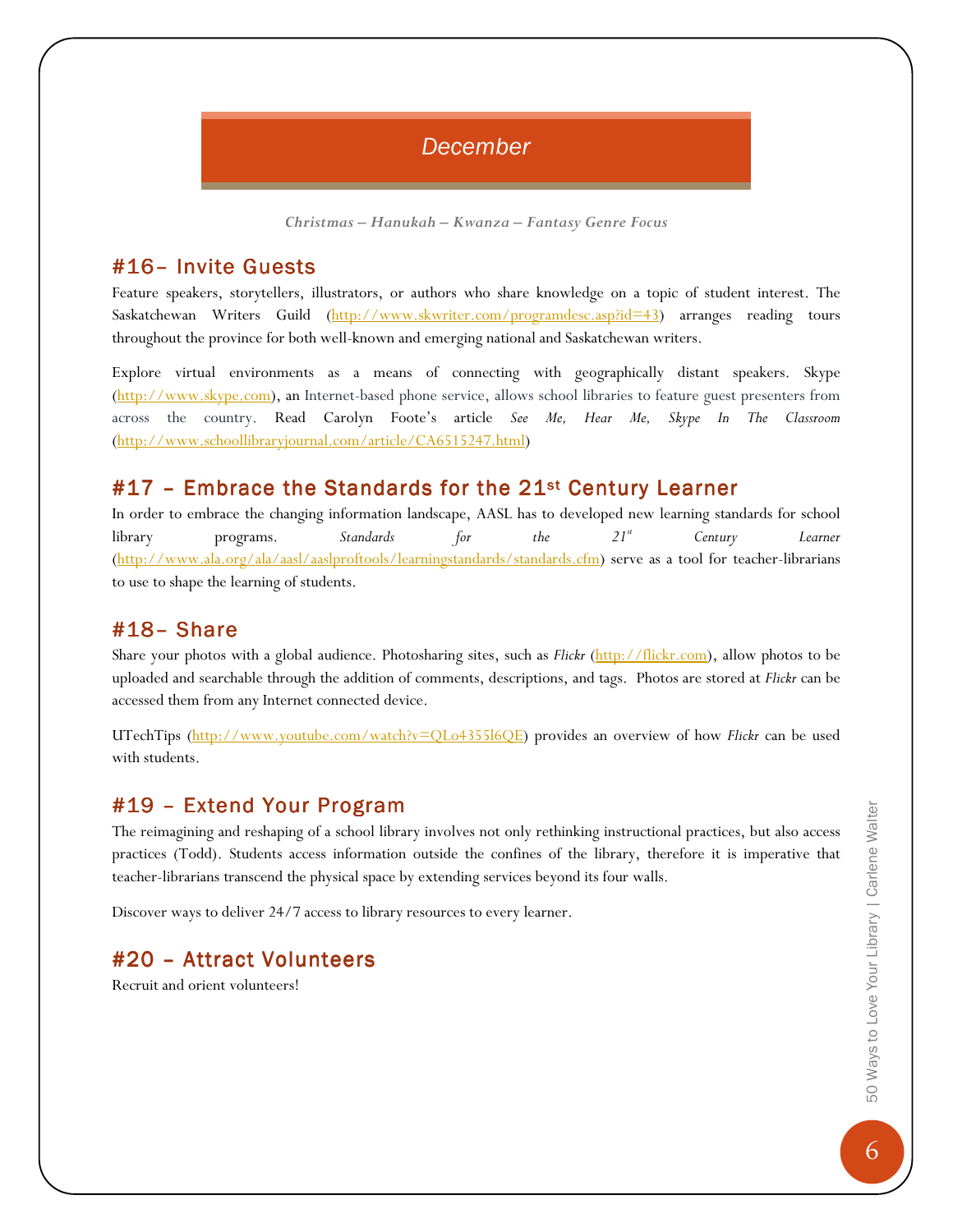# December

*Christmas – Hanukah – Kwanza – Fantasy Genre Focus*

## #16– Invite Guests

Feature speakers, storytellers, illustrators, or authors who share knowledge on a topic of student interest. The Saskatchewan Writers Guild (http://www.skwriter.com/programdesc.asp?id=43) arranges reading tours throughout the province for both well-known and emerging national and Saskatchewan writers.

Explore virtual environments as a means of connecting with geographically distant speakers. Skype (http://www.skype.com), an Internet-based phone service, allows school libraries to feature guest presenters from across the country. Read Carolyn Foote's article *See Me, Hear Me, Skype In The Classroom* (http://www.schoollibraryjournal.com/article/CA6515247.html)

## #17 – Embrace the Standards for the 21st Century Learner

In order to embrace the changing information landscape, AASL has to developed new learning standards for school library programs. *Standards for the 21st Century Learner* (http://www.ala.org/ala/aasl/aaslproftools/learningstandards/standards.cfm) serve as a tool for teacher-librarians to use to shape the learning of students.

## #18– Share

Share your photos with a global audience. Photosharing sites, such as *Flickr* (http://flickr.com), allow photos to be uploaded and searchable through the addition of comments, descriptions, and tags. Photos are stored at *Flickr* can be accessed them from any Internet connected device.

UTechTips (http://www.youtube.com/watch?v=QLo4355l6QE) provides an overview of how *Flickr* can be used with students.

## #19 – Extend Your Program

The reimagining and reshaping of a school library involves not only rethinking instructional practices, but also access practices (Todd). Students access information outside the confines of the library, therefore it is imperative that teacher-librarians transcend the physical space by extending services beyond its four walls.

Discover ways to deliver 24/7 access to library resources to every learner.

## #20 – Attract Volunteers

Recruit and orient volunteers!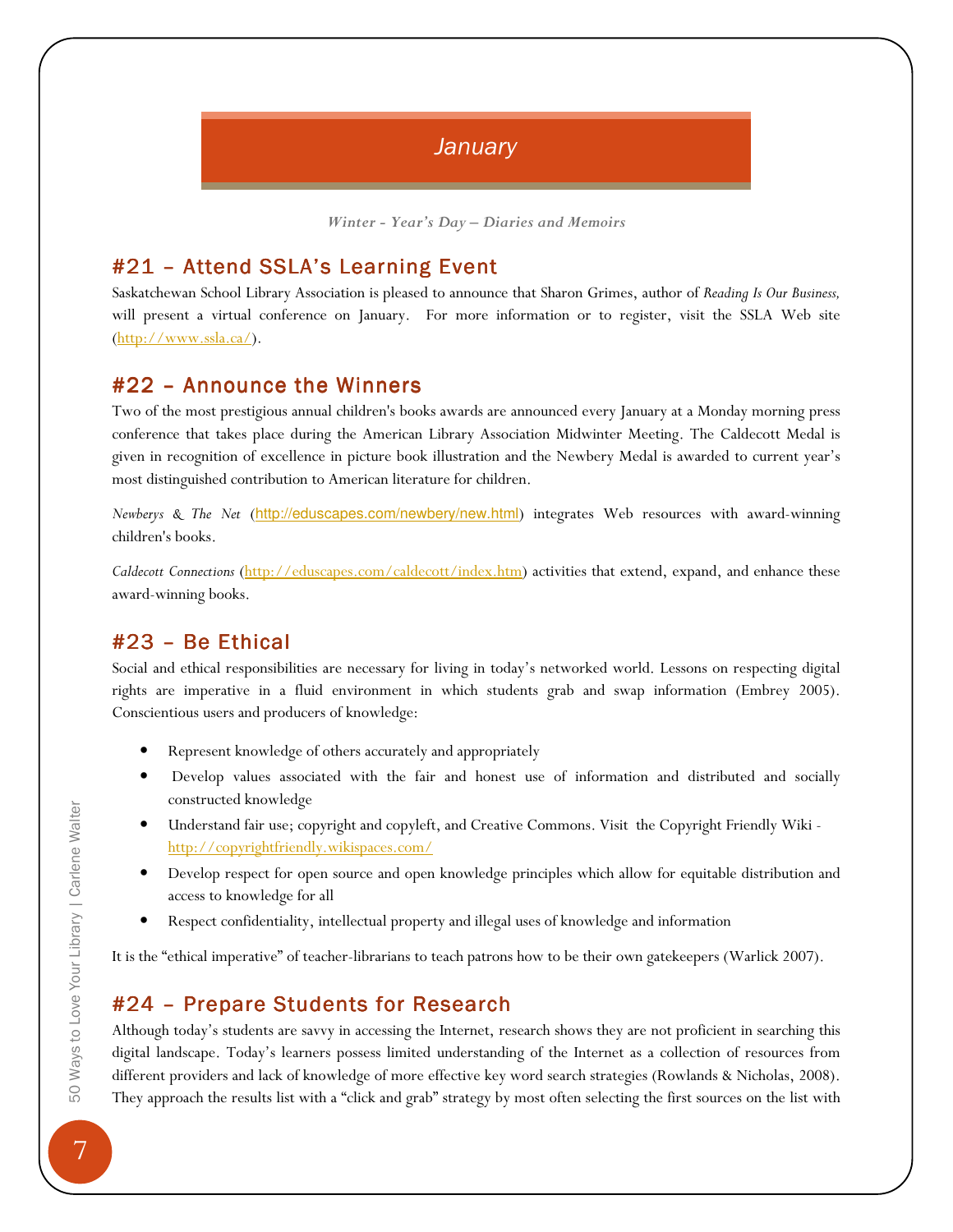## January

*Winter - Year's Day – Diaries and Memoirs*

### #21 – Attend SSLA's Learning Event

Saskatchewan School Library Association is pleased to announce that Sharon Grimes, author of *Reading Is Our Business,* will present a virtual conference on January. For more information or to register, visit the SSLA Web site (http://www.ssla.ca/).

### #22 – Announce the Winners

Two of the most prestigious annual children's books awards are announced every January at a Monday morning press conference that takes place during the American Library Association Midwinter Meeting. The Caldecott Medal is given in recognition of excellence in picture book illustration and the Newbery Medal is awarded to current year's most distinguished contribution to American literature for children.

*Newberys & The Net* (http://eduscapes.com/newbery/new.html) integrates Web resources with award-winning children's books.

*Caldecott Connections* (http://eduscapes.com/caldecott/index.htm) activities that extend, expand, and enhance these award-winning books.

### #23 – Be Ethical

Social and ethical responsibilities are necessary for living in today's networked world. Lessons on respecting digital rights are imperative in a fluid environment in which students grab and swap information (Embrey 2005). Conscientious users and producers of knowledge:

- Represent knowledge of others accurately and appropriately
- Develop values associated with the fair and honest use of information and distributed and socially constructed knowledge
- Understand fair use; copyright and copyleft, and Creative Commons. Visit the Copyright Friendly Wiki - http://copyrightfriendly.wikispaces.com/
- Develop respect for open source and open knowledge principles which allow for equitable distribution and access to knowledge for all
- Respect confidentiality, intellectual property and illegal uses of knowledge and information

It is the "ethical imperative" of teacher-librarians to teach patrons how to be their own gatekeepers (Warlick 2007).

### #24 – Prepare Students for Research

Although today's students are savvy in accessing the Internet, research shows they are not proficient in searching this digital landscape. Today's learners possess limited understanding of the Internet as a collection of resources from different providers and lack of knowledge of more effective key word search strategies (Rowlands & Nicholas, 2008). They approach the results list with a "click and grab" strategy by most often selecting the first sources on the list with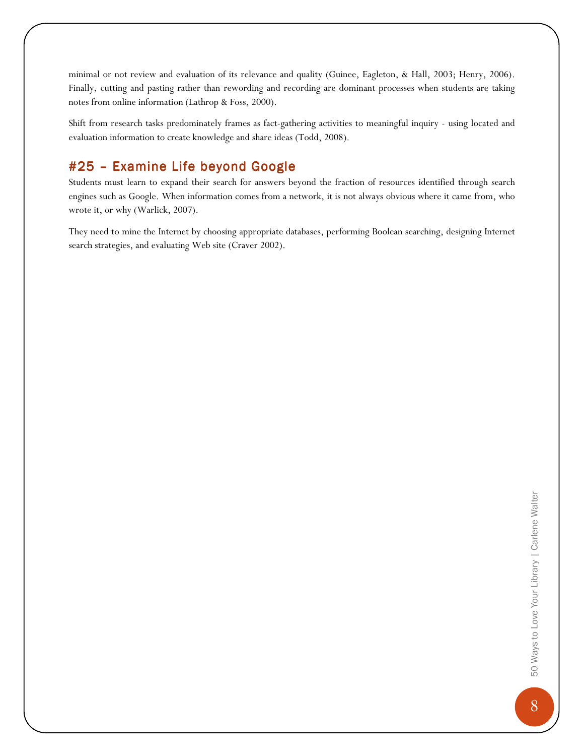minimal or not review and evaluation of its relevance and quality (Guinee, Eagleton, & Hall, 2003; Henry, 2006). Finally, cutting and pasting rather than rewording and recording are dominant processes when students are taking notes from online information (Lathrop & Foss, 2000).

Shift from research tasks predominately frames as fact-gathering activities to meaningful inquiry - using located and evaluation information to create knowledge and share ideas (Todd, 2008).

## #25 – Examine Life beyond Google

Students must learn to expand their search for answers beyond the fraction of resources identified through search engines such as Google. When information comes from a network, it is not always obvious where it came from, who wrote it, or why (Warlick, 2007).

They need to mine the Internet by choosing appropriate databases, performing Boolean searching, designing Internet search strategies, and evaluating Web site (Craver 2002).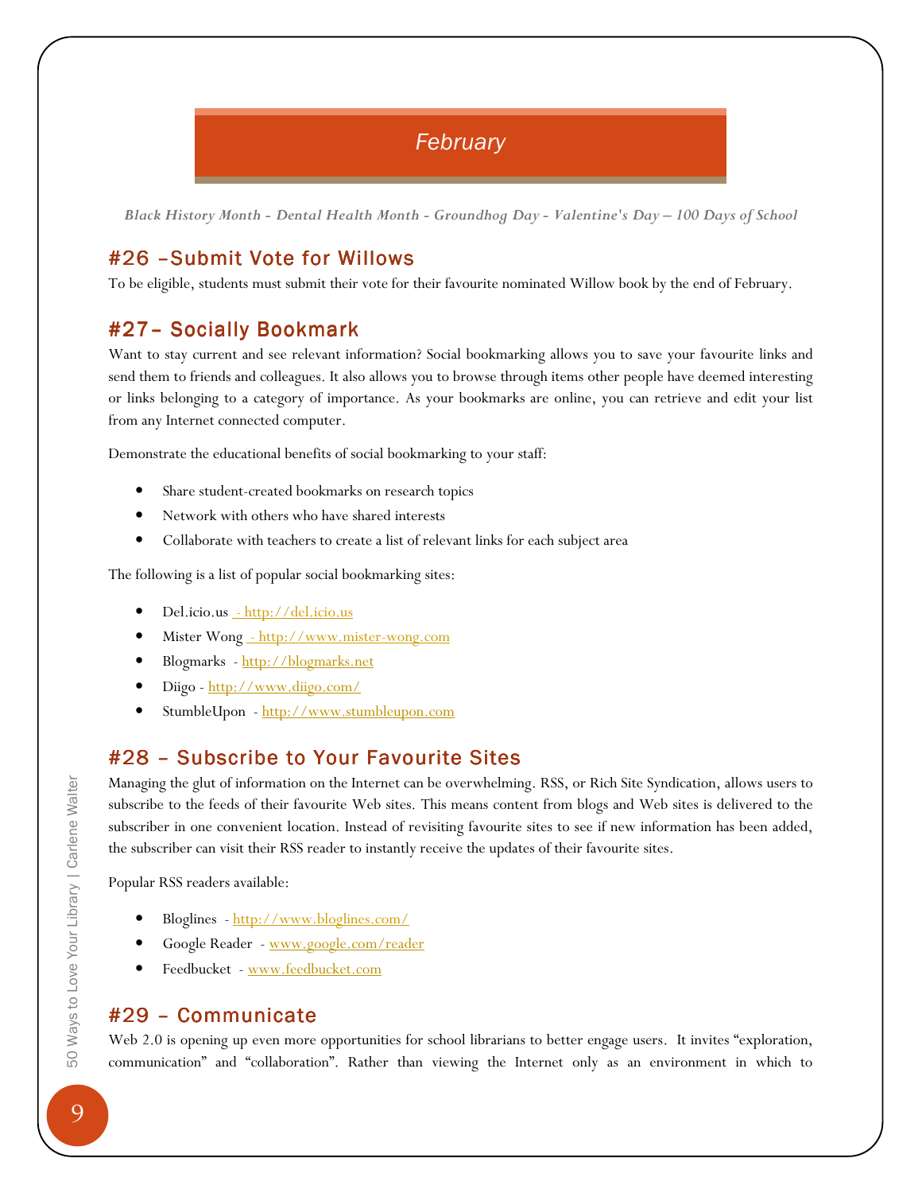# February

*Black History Month - Dental Health Month - Groundhog Day - Valentine's Day – 100 Days of School*

## #26 –Submit Vote for Willows

To be eligible, students must submit their vote for their favourite nominated Willow book by the end of February.

## #27– Socially Bookmark

Want to stay current and see relevant information? Social bookmarking allows you to save your favourite links and send them to friends and colleagues. It also allows you to browse through items other people have deemed interesting or links belonging to a category of importance. As your bookmarks are online, you can retrieve and edit your list from any Internet connected computer.

Demonstrate the educational benefits of social bookmarking to your staff:

- Share student-created bookmarks on research topics
- Network with others who have shared interests
- Collaborate with teachers to create a list of relevant links for each subject area

The following is a list of popular social bookmarking sites:

- Del.icio.us - http://del.icio.us
- Mister Wong - http://www.mister-wong.com
- Blogmarks - http://blogmarks.net
- Diigo - http://www.diigo.com/
- StumbleUpon - http://www.stumbleupon.com

## #28 – Subscribe to Your Favourite Sites

Managing the glut of information on the Internet can be overwhelming. RSS, or Rich Site Syndication, allows users to subscribe to the feeds of their favourite Web sites. This means content from blogs and Web sites is delivered to the subscriber in one convenient location. Instead of revisiting favourite sites to see if new information has been added, the subscriber can visit their RSS reader to instantly receive the updates of their favourite sites.

Popular RSS readers available:

- Bloglines - http://www.bloglines.com/
- Google Reader - www.google.com/reader
- Feedbucket - www.feedbucket.com

## #29 – Communicate

Web 2.0 is opening up even more opportunities for school librarians to better engage users. It invites “exploration, communication” and “collaboration”. Rather than viewing the Internet only as an environment in which to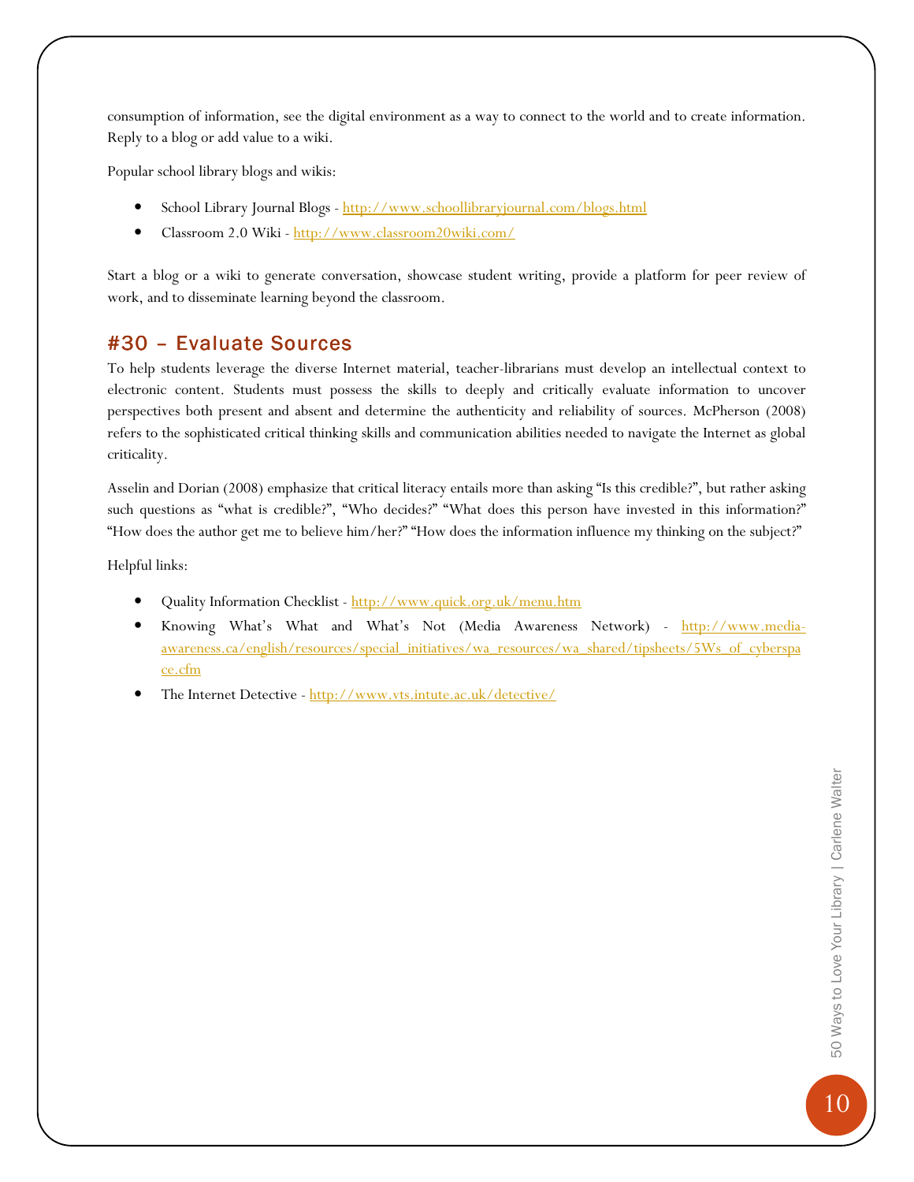consumption of information, see the digital environment as a way to connect to the world and to create information. Reply to a blog or add value to a wiki.

Popular school library blogs and wikis:

- School Library Journal Blogs - http://www.schoollibraryjournal.com/blogs.html
- Classroom 2.0 Wiki - http://www.classroom20wiki.com/

Start a blog or a wiki to generate conversation, showcase student writing, provide a platform for peer review of work, and to disseminate learning beyond the classroom.

## #30 – Evaluate Sources

To help students leverage the diverse Internet material, teacher-librarians must develop an intellectual context to electronic content. Students must possess the skills to deeply and critically evaluate information to uncover perspectives both present and absent and determine the authenticity and reliability of sources. McPherson (2008) refers to the sophisticated critical thinking skills and communication abilities needed to navigate the Internet as global criticality.

Asselin and Dorian (2008) emphasize that critical literacy entails more than asking "Is this credible?", but rather asking such questions as "what is credible?", "Who decides?" "What does this person have invested in this information?" "How does the author get me to believe him/her?" "How does the information influence my thinking on the subject?"

Helpful links:

- Quality Information Checklist - http://www.quick.org.uk/menu.htm
- Knowing What's What and What's Not (Media Awareness Network) - http://www.media-awareness.ca/english/resources/special_initiatives/wa_resources/wa_shared/tipsheets/5Ws_of_cyberspace.cfm
- The Internet Detective - http://www.vts.intute.ac.uk/detective/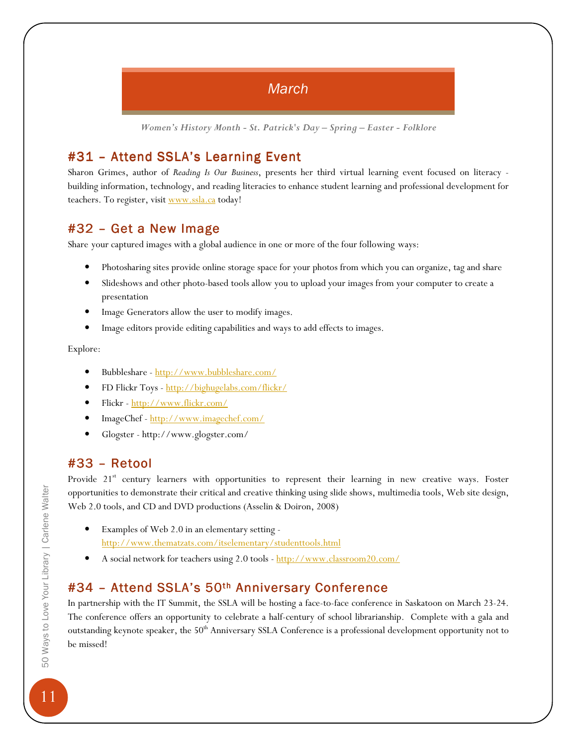## March

*Women's History Month - St. Patrick's Day – Spring – Easter - Folklore*

### #31 – Attend SSLA's Learning Event

Sharon Grimes, author of *Reading Is Our Business*, presents her third virtual learning event focused on literacy - building information, technology, and reading literacies to enhance student learning and professional development for teachers. To register, visit [www.ssla.ca](http://www.ssla.ca) today!

### #32 – Get a New Image

Share your captured images with a global audience in one or more of the four following ways:

- Photosharing sites provide online storage space for your photos from which you can organize, tag and share
- Slideshows and other photo-based tools allow you to upload your images from your computer to create a presentation
- Image Generators allow the user to modify images.
- Image editors provide editing capabilities and ways to add effects to images.

Explore:

- Bubbleshare - [http://www.bubbleshare.com/](http://www.bubbleshare.com/)
- FD Flickr Toys - [http://bighugelabs.com/flickr/](http://bighugelabs.com/flickr/)
- Flickr - [http://www.flickr.com/](http://www.flickr.com/)
- ImageChef - [http://www.imagechef.com/](http://www.imagechef.com/)
- Glogster - http://www.glogster.com/

### #33 – Retool

Provide 21st century learners with opportunities to represent their learning in new creative ways. Foster opportunities to demonstrate their critical and creative thinking using slide shows, multimedia tools, Web site design, Web 2.0 tools, and CD and DVD productions (Asselin & Doiron, 2008)

- Examples of Web 2.0 in an elementary setting - [http://www.thematzats.com/itselementary/studenttools.html](http://www.thematzats.com/itselementary/studenttools.html)
- A social network for teachers using 2.0 tools - [http://www.classroom20.com/](http://www.classroom20.com/)

### #34 – Attend SSLA's 50th Anniversary Conference

In partnership with the IT Summit, the SSLA will be hosting a face-to-face conference in Saskatoon on March 23-24. The conference offers an opportunity to celebrate a half-century of school librarianship. Complete with a gala and outstanding keynote speaker, the 50th Anniversary SSLA Conference is a professional development opportunity not to be missed!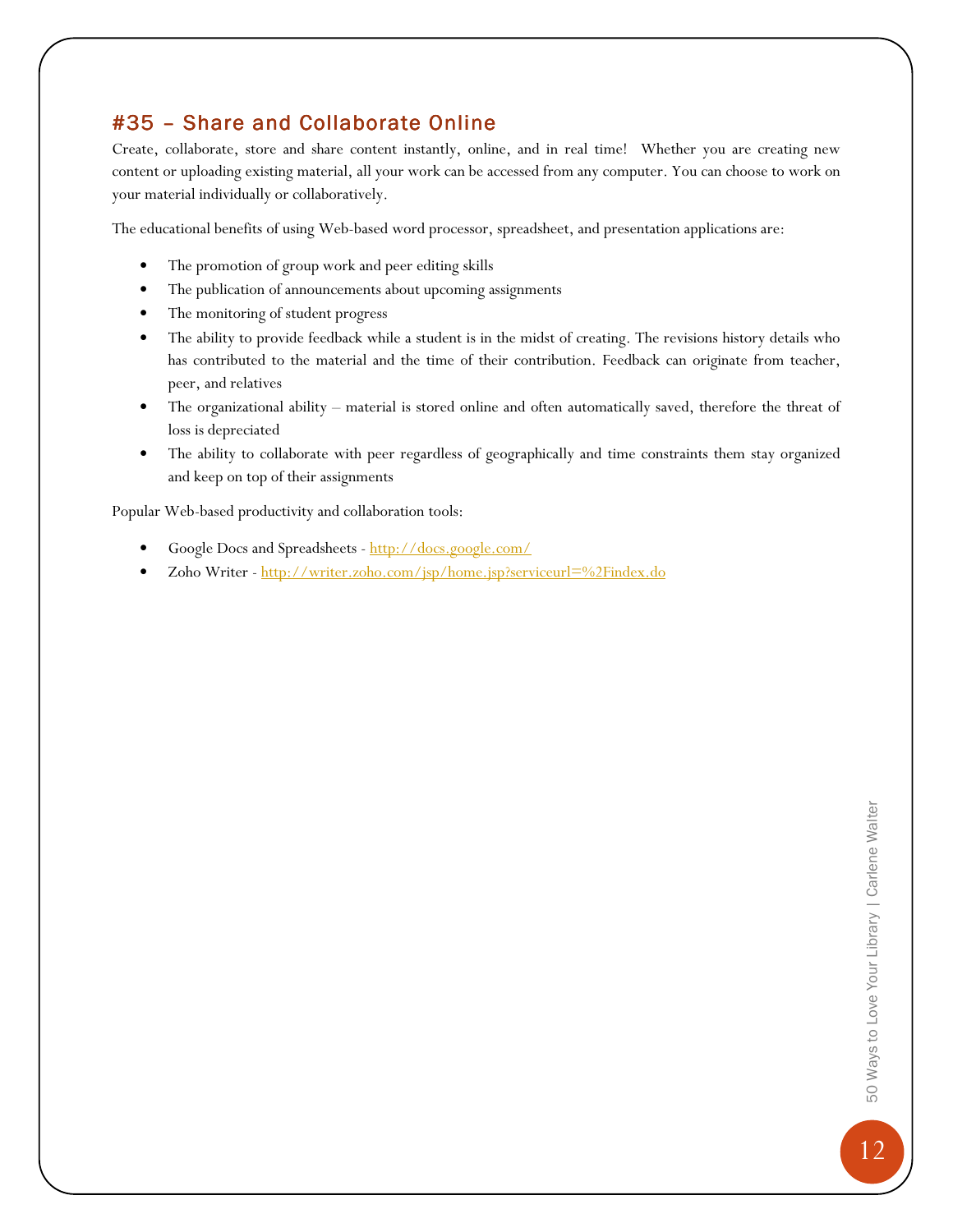## #35 – Share and Collaborate Online

Create, collaborate, store and share content instantly, online, and in real time! Whether you are creating new content or uploading existing material, all your work can be accessed from any computer. You can choose to work on your material individually or collaboratively.

The educational benefits of using Web-based word processor, spreadsheet, and presentation applications are:

- The promotion of group work and peer editing skills
- The publication of announcements about upcoming assignments
- The monitoring of student progress
- The ability to provide feedback while a student is in the midst of creating. The revisions history details who has contributed to the material and the time of their contribution. Feedback can originate from teacher, peer, and relatives
- The organizational ability – material is stored online and often automatically saved, therefore the threat of loss is depreciated
- The ability to collaborate with peer regardless of geographically and time constraints them stay organized and keep on top of their assignments

Popular Web-based productivity and collaboration tools:

- Google Docs and Spreadsheets - http://docs.google.com/
- Zoho Writer - http://writer.zoho.com/jsp/home.jsp?serviceurl=%2Findex.do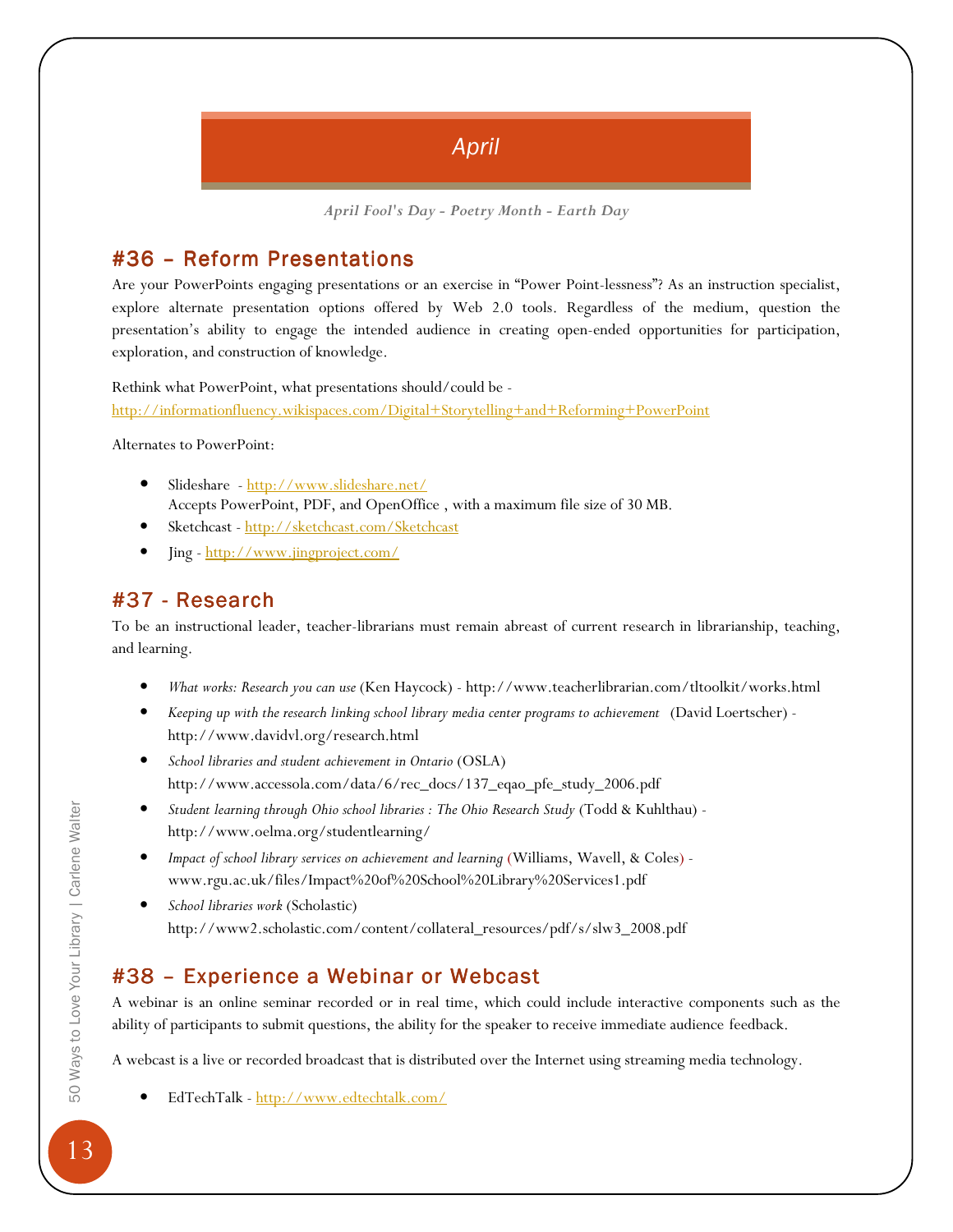# April

*April Fool's Day - Poetry Month - Earth Day*

## #36 – Reform Presentations

Are your PowerPoints engaging presentations or an exercise in "Power Point-lessness"? As an instruction specialist, explore alternate presentation options offered by Web 2.0 tools. Regardless of the medium, question the presentation's ability to engage the intended audience in creating open-ended opportunities for participation, exploration, and construction of knowledge.

Rethink what PowerPoint, what presentations should/could be - http://informationfluency.wikispaces.com/Digital+Storytelling+and+Reforming+PowerPoint

Alternates to PowerPoint:

- Slideshare - http://www.slideshare.net/
  Accepts PowerPoint, PDF, and OpenOffice , with a maximum file size of 30 MB.
- Sketchcast - http://sketchcast.com/Sketchcast
- Jing - http://www.jingproject.com/

## #37 - Research

To be an instructional leader, teacher-librarians must remain abreast of current research in librarianship, teaching, and learning.

- *What works: Research you can use* (Ken Haycock) - http://www.teacherlibrarian.com/tltoolkit/works.html
- *Keeping up with the research linking school library media center programs to achievement* (David Loertscher) - http://www.davidvl.org/research.html
- *School libraries and student achievement in Ontario* (OSLA) http://www.accessola.com/data/6/rec_docs/137_eqao_pfe_study_2006.pdf
- *Student learning through Ohio school libraries : The Ohio Research Study* (Todd & Kuhlthau) - http://www.oelma.org/studentlearning/
- *Impact of school library services on achievement and learning* (Williams, Wavell, & Coles) - www.rgu.ac.uk/files/Impact%20of%20School%20Library%20Services1.pdf
- *School libraries work* (Scholastic) http://www2.scholastic.com/content/collateral_resources/pdf/s/slw3_2008.pdf

## #38 – Experience a Webinar or Webcast

A webinar is an online seminar recorded or in real time, which could include interactive components such as the ability of participants to submit questions, the ability for the speaker to receive immediate audience feedback.

A webcast is a live or recorded broadcast that is distributed over the Internet using streaming media technology.

- EdTechTalk - http://www.edtechtalk.com/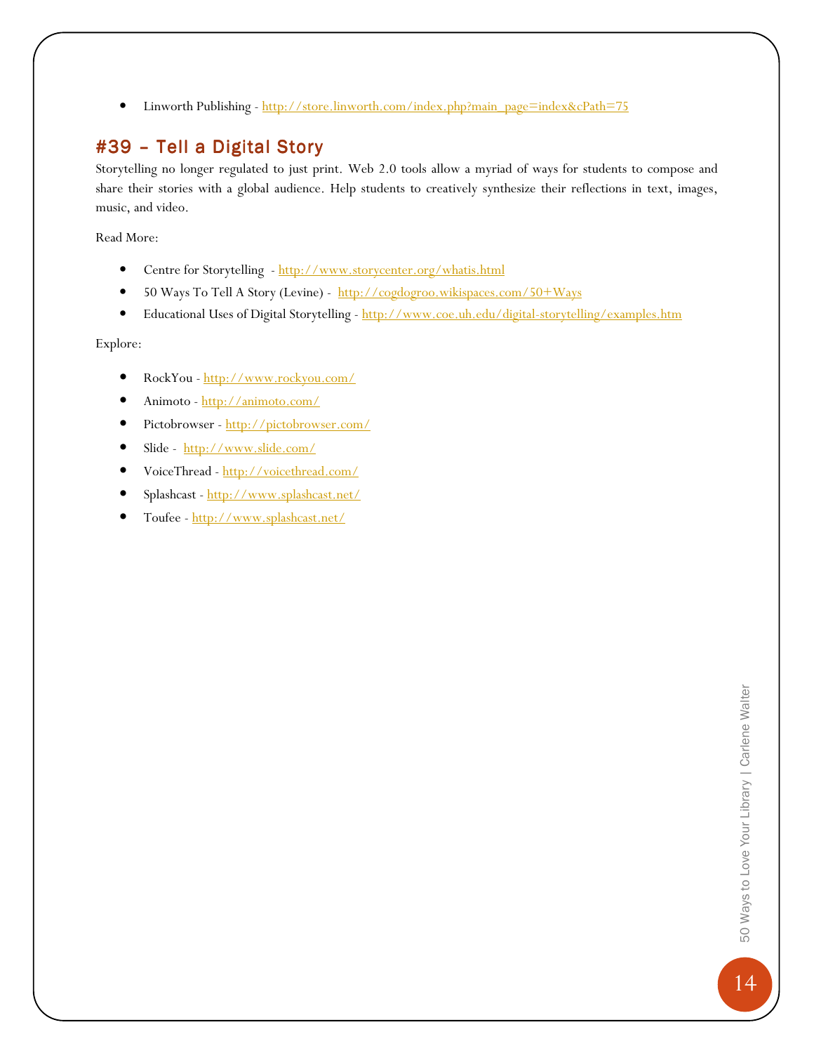- Linworth Publishing - http://store.linworth.com/index.php?main_page=index&cPath=75

## #39 – Tell a Digital Story

Storytelling no longer regulated to just print. Web 2.0 tools allow a myriad of ways for students to compose and share their stories with a global audience. Help students to creatively synthesize their reflections in text, images, music, and video.

Read More:

- Centre for Storytelling - http://www.storycenter.org/whatis.html
- 50 Ways To Tell A Story (Levine) - http://cogdogroo.wikispaces.com/50+Ways
- Educational Uses of Digital Storytelling - http://www.coe.uh.edu/digital-storytelling/examples.htm

Explore:

- RockYou - http://www.rockyou.com/
- Animoto - http://animoto.com/
- Pictobrowser - http://pictobrowser.com/
- Slide - http://www.slide.com/
- VoiceThread - http://voicethread.com/
- Splashcast - http://www.splashcast.net/
- Toufee - http://www.splashcast.net/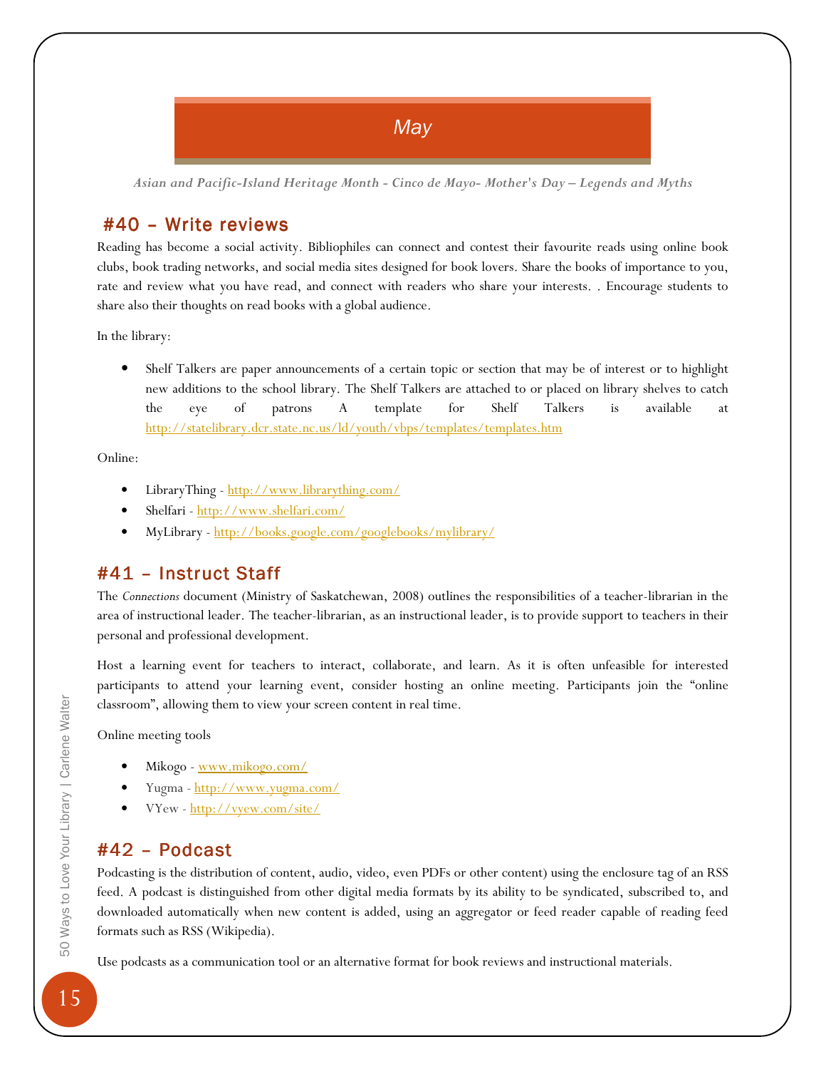# May

*Asian and Pacific-Island Heritage Month - Cinco de Mayo- Mother's Day – Legends and Myths*

## #40 – Write reviews

Reading has become a social activity. Bibliophiles can connect and contest their favourite reads using online book clubs, book trading networks, and social media sites designed for book lovers. Share the books of importance to you, rate and review what you have read, and connect with readers who share your interests. . Encourage students to share also their thoughts on read books with a global audience.

In the library:

- Shelf Talkers are paper announcements of a certain topic or section that may be of interest or to highlight new additions to the school library. The Shelf Talkers are attached to or placed on library shelves to catch the eye of patrons A template for Shelf Talkers is available at http://statelibrary.dcr.state.nc.us/ld/youth/vbps/templates/templates.htm

Online:

- LibraryThing - http://www.librarything.com/
- Shelfari - http://www.shelfari.com/
- MyLibrary - http://books.google.com/googlebooks/mylibrary/

## #41 – Instruct Staff

The *Connections* document (Ministry of Saskatchewan, 2008) outlines the responsibilities of a teacher-librarian in the area of instructional leader. The teacher-librarian, as an instructional leader, is to provide support to teachers in their personal and professional development.

Host a learning event for teachers to interact, collaborate, and learn. As it is often unfeasible for interested participants to attend your learning event, consider hosting an online meeting. Participants join the "online classroom", allowing them to view your screen content in real time.

Online meeting tools

- Mikogo - www.mikogo.com/
- Yugma - http://www.yugma.com/
- VYew - http://vyew.com/site/

## #42 – Podcast

Podcasting is the distribution of content, audio, video, even PDFs or other content) using the enclosure tag of an RSS feed. A podcast is distinguished from other digital media formats by its ability to be syndicated, subscribed to, and downloaded automatically when new content is added, using an aggregator or feed reader capable of reading feed formats such as RSS (Wikipedia).

Use podcasts as a communication tool or an alternative format for book reviews and instructional materials.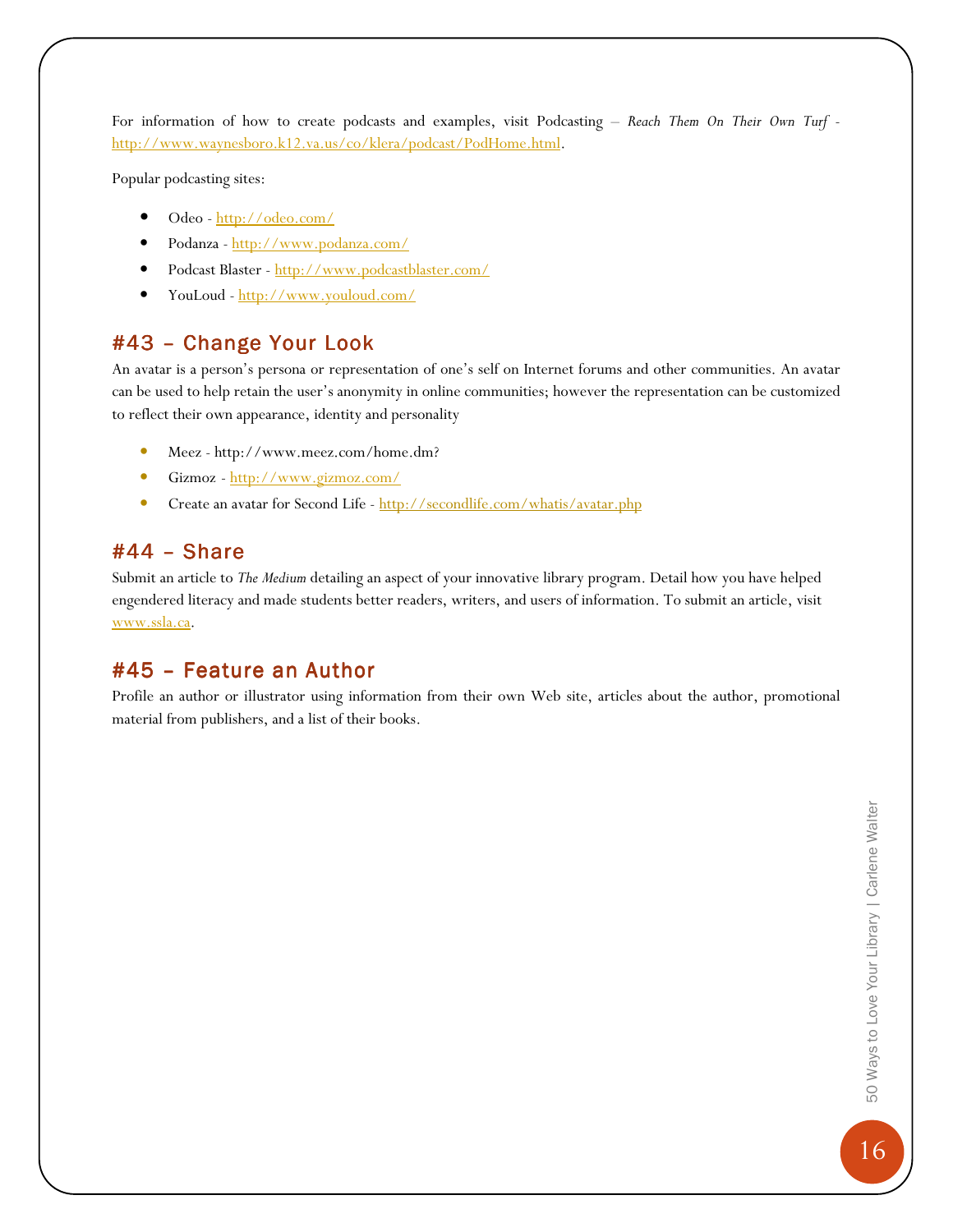For information of how to create podcasts and examples, visit Podcasting – *Reach Them On Their Own Turf* - http://www.waynesboro.k12.va.us/co/klera/podcast/PodHome.html.

Popular podcasting sites:

- Odeo - http://odeo.com/
- Podanza - http://www.podanza.com/
- Podcast Blaster - http://www.podcastblaster.com/
- YouLoud - http://www.youloud.com/

## #43 – Change Your Look

An avatar is a person's persona or representation of one's self on Internet forums and other communities. An avatar can be used to help retain the user's anonymity in online communities; however the representation can be customized to reflect their own appearance, identity and personality

- Meez - http://www.meez.com/home.dm?
- Gizmoz - http://www.gizmoz.com/
- Create an avatar for Second Life - http://secondlife.com/whatis/avatar.php

## #44 – Share

Submit an article to *The Medium* detailing an aspect of your innovative library program. Detail how you have helped engendered literacy and made students better readers, writers, and users of information. To submit an article, visit www.ssla.ca.

## #45 – Feature an Author

Profile an author or illustrator using information from their own Web site, articles about the author, promotional material from publishers, and a list of their books.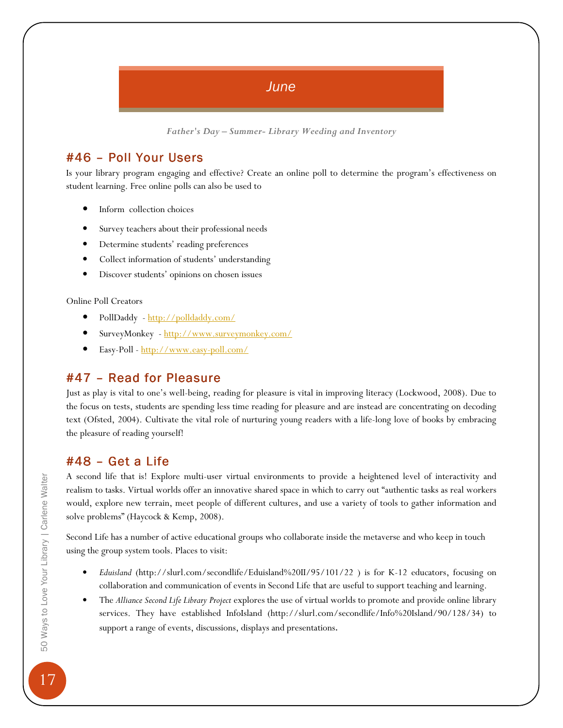# June

*Father's Day – Summer- Library Weeding and Inventory*

## #46 – Poll Your Users

Is your library program engaging and effective? Create an online poll to determine the program's effectiveness on student learning. Free online polls can also be used to

- Inform collection choices
- Survey teachers about their professional needs
- Determine students' reading preferences
- Collect information of students' understanding
- Discover students' opinions on chosen issues

Online Poll Creators

- PollDaddy - http://polldaddy.com/
- SurveyMonkey - http://www.surveymonkey.com/
- Easy-Poll - http://www.easy-poll.com/

## #47 – Read for Pleasure

Just as play is vital to one's well-being, reading for pleasure is vital in improving literacy (Lockwood, 2008). Due to the focus on tests, students are spending less time reading for pleasure and are instead are concentrating on decoding text (Ofsted, 2004). Cultivate the vital role of nurturing young readers with a life-long love of books by embracing the pleasure of reading yourself!

## #48 – Get a Life

A second life that is! Explore multi-user virtual environments to provide a heightened level of interactivity and realism to tasks. Virtual worlds offer an innovative shared space in which to carry out "authentic tasks as real workers would, explore new terrain, meet people of different cultures, and use a variety of tools to gather information and solve problems" (Haycock & Kemp, 2008).

Second Life has a number of active educational groups who collaborate inside the metaverse and who keep in touch using the group system tools. Places to visit:

- *Eduisland* (http://slurl.com/secondlife/Eduisland%20II/95/101/22 ) is for K-12 educators, focusing on collaboration and communication of events in Second Life that are useful to support teaching and learning.
- The *Alliance Second Life Library Project* explores the use of virtual worlds to promote and provide online library services. They have established InfoIsland (http://slurl.com/secondlife/Info%20Island/90/128/34) to support a range of events, discussions, displays and presentations.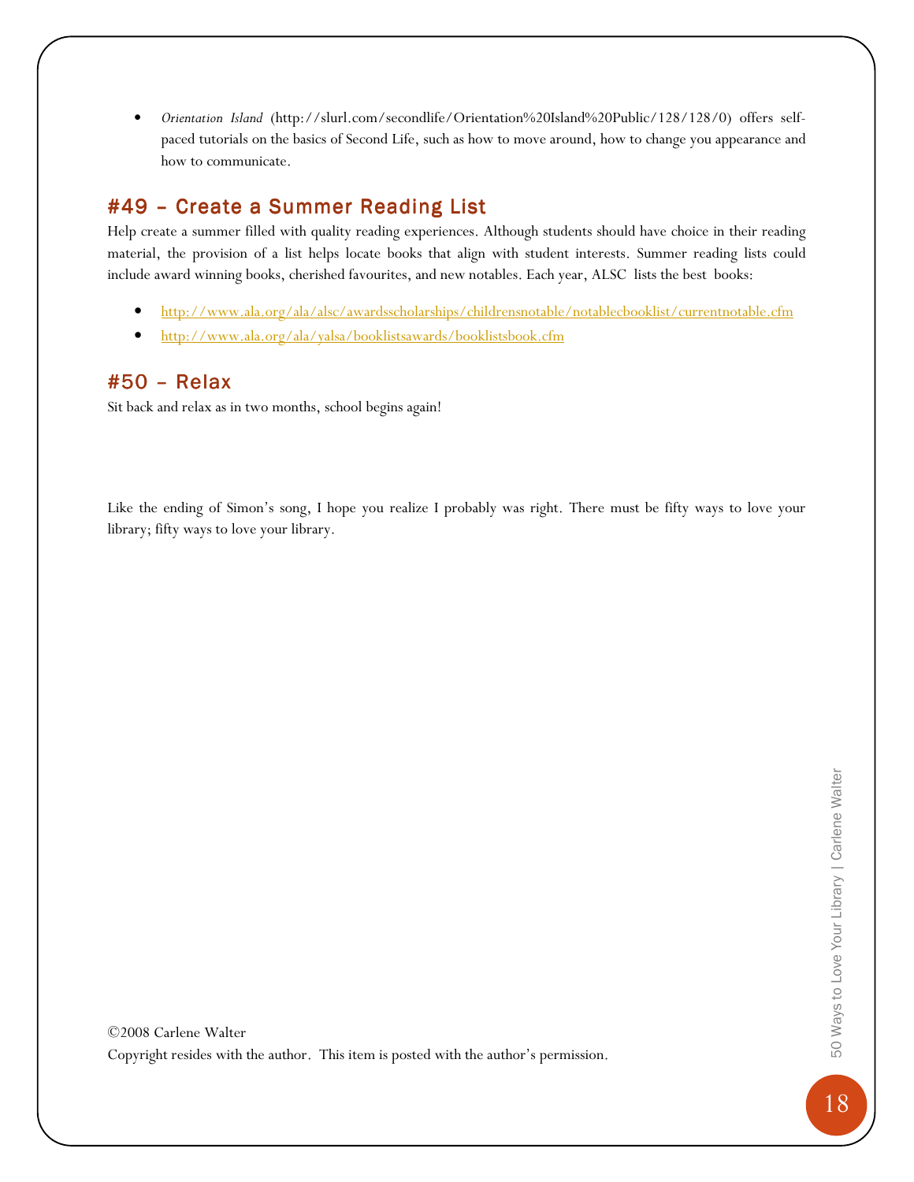- *Orientation Island* (http://slurl.com/secondlife/Orientation%20Island%20Public/128/128/0) offers self-paced tutorials on the basics of Second Life, such as how to move around, how to change you appearance and how to communicate.

## #49 – Create a Summer Reading List

Help create a summer filled with quality reading experiences. Although students should have choice in their reading material, the provision of a list helps locate books that align with student interests. Summer reading lists could include award winning books, cherished favourites, and new notables. Each year, ALSC lists the best books:

- http://www.ala.org/ala/alsc/awardsscholarships/childrensnotable/notablecbooklist/currentnotable.cfm
- http://www.ala.org/ala/yalsa/booklistsawards/booklistsbook.cfm

## #50 – Relax

Sit back and relax as in two months, school begins again!

Like the ending of Simon's song, I hope you realize I probably was right. There must be fifty ways to love your library; fifty ways to love your library.

©2008 Carlene Walter
Copyright resides with the author. This item is posted with the author's permission.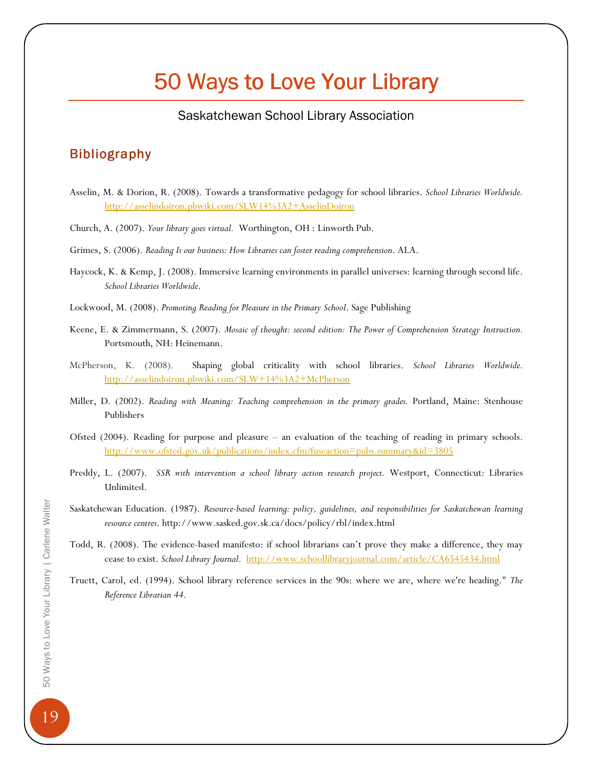# 50 Ways to Love Your Library

Saskatchewan School Library Association

## Bibliography

Asselin, M. & Dorion, R. (2008). Towards a transformative pedagogy for school libraries. *School Libraries Worldwide.* http://asselindoiron.pbwiki.com/SLW14%3A2+AsselinDoiron

Church, A. (2007). *Your library goes virtual.* Worthington, OH : Linworth Pub.

Grimes, S. (2006). *Reading Is our business: How Libraries can foster reading comprehension*. ALA.

Haycock, K. & Kemp, J. (2008). Immersive learning environments in parallel universes: learning through second life. *School Libraries Worldwide*.

Lockwood, M. (2008). *Promoting Reading for Pleasure in the Primary School*. Sage Publishing

Keene, E. & Zimmermann, S. (2007). *Mosaic of thought: second edition: The Power of Comprehension Strategy Instruction.* Portsmouth, NH: Heinemann.

McPherson, K. (2008). Shaping global criticality with school libraries. *School Libraries Worldwide.* http://asselindoiron.pbwiki.com/SLW+14%3A2+McPherson

Miller, D. (2002). *Reading with Meaning: Teaching comprehension in the primary grades.* Portland, Maine: Stenhouse Publishers

Ofsted (2004). Reading for purpose and pleasure – an evaluation of the teaching of reading in primary schools. http://www.ofsted.gov.uk/publications/index.cfm?fuseaction=pubs.summary&id=3805

Preddy, L. (2007). *SSR with intervention a school library action research project.* Westport, Connecticut: Libraries Unlimited.

Saskatchewan Education. (1987). *Resource-based learning: policy, guidelines, and responsibilities for Saskatchewan learning resource centres*. http://www.sasked.gov.sk.ca/docs/policy/rbl/index.html

Todd, R. (2008). The evidence-based manifesto: if school librarians can't prove they make a difference, they may cease to exist. *School Library Journal*. http://www.schoollibraryjournal.com/article/CA6545434.html

Truett, Carol, ed. (1994). School library reference services in the 90s: where we are, where we're heading." *The Reference Librarian 44*.